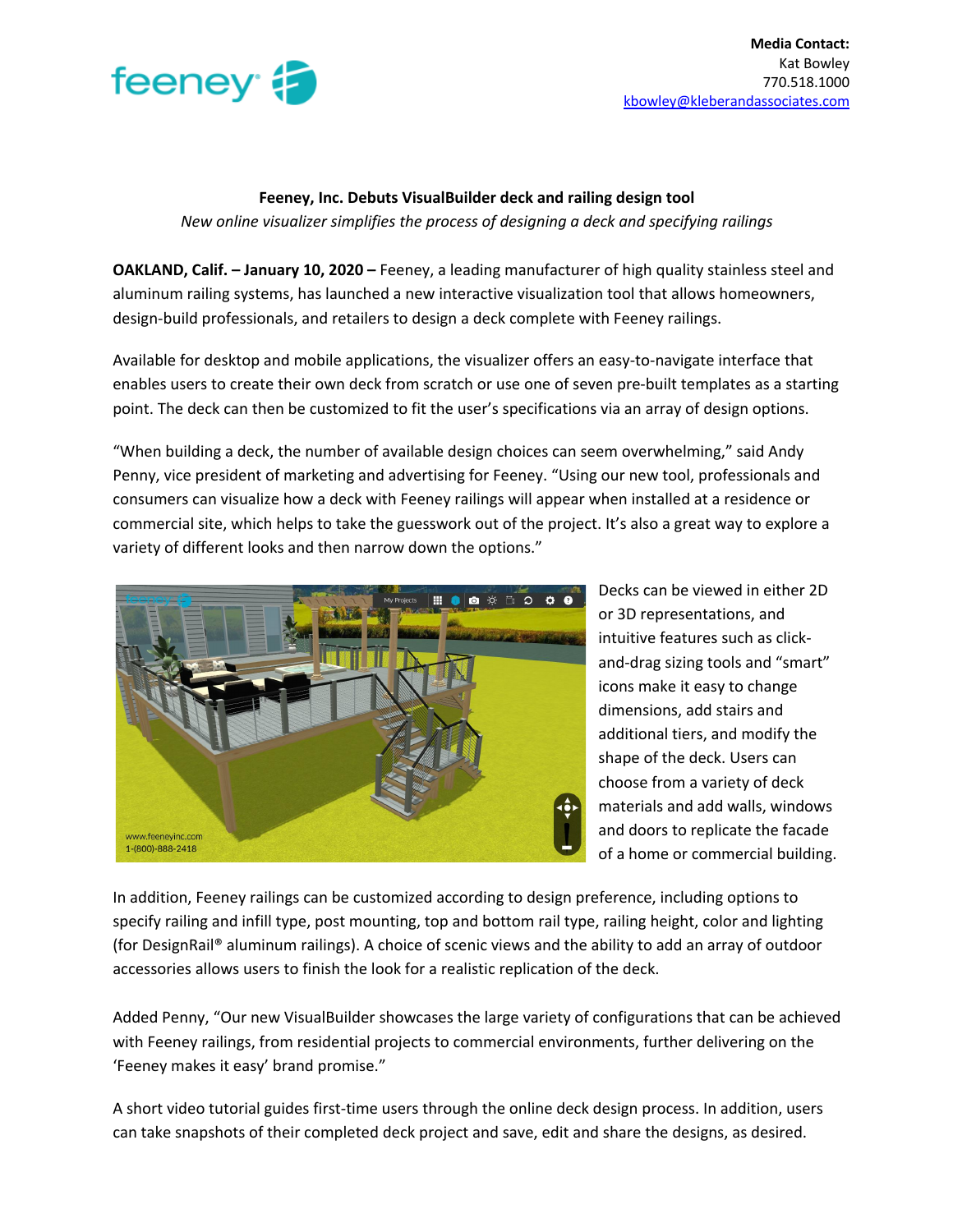**Media Contact:**
Kat Bowley
770.518.1000
kbowley@kleberandassociates.com

**Feeney, Inc. Debuts VisualBuilder deck and railing design tool**

*New online visualizer simplifies the process of designing a deck and specifying railings*

**OAKLAND, Calif. – January 10, 2020 –** Feeney, a leading manufacturer of high quality stainless steel and aluminum railing systems, has launched a new interactive visualization tool that allows homeowners, design-build professionals, and retailers to design a deck complete with Feeney railings.

Available for desktop and mobile applications, the visualizer offers an easy-to-navigate interface that enables users to create their own deck from scratch or use one of seven pre-built templates as a starting point. The deck can then be customized to fit the user's specifications via an array of design options.

"When building a deck, the number of available design choices can seem overwhelming," said Andy Penny, vice president of marketing and advertising for Feeney. "Using our new tool, professionals and consumers can visualize how a deck with Feeney railings will appear when installed at a residence or commercial site, which helps to take the guesswork out of the project. It's also a great way to explore a variety of different looks and then narrow down the options."

Decks can be viewed in either 2D or 3D representations, and intuitive features such as click-and-drag sizing tools and "smart" icons make it easy to change dimensions, add stairs and additional tiers, and modify the shape of the deck. Users can choose from a variety of deck materials and add walls, windows and doors to replicate the facade of a home or commercial building.

In addition, Feeney railings can be customized according to design preference, including options to specify railing and infill type, post mounting, top and bottom rail type, railing height, color and lighting (for DesignRail® aluminum railings). A choice of scenic views and the ability to add an array of outdoor accessories allows users to finish the look for a realistic replication of the deck.

Added Penny, "Our new VisualBuilder showcases the large variety of configurations that can be achieved with Feeney railings, from residential projects to commercial environments, further delivering on the 'Feeney makes it easy' brand promise."

A short video tutorial guides first-time users through the online deck design process. In addition, users can take snapshots of their completed deck project and save, edit and share the designs, as desired.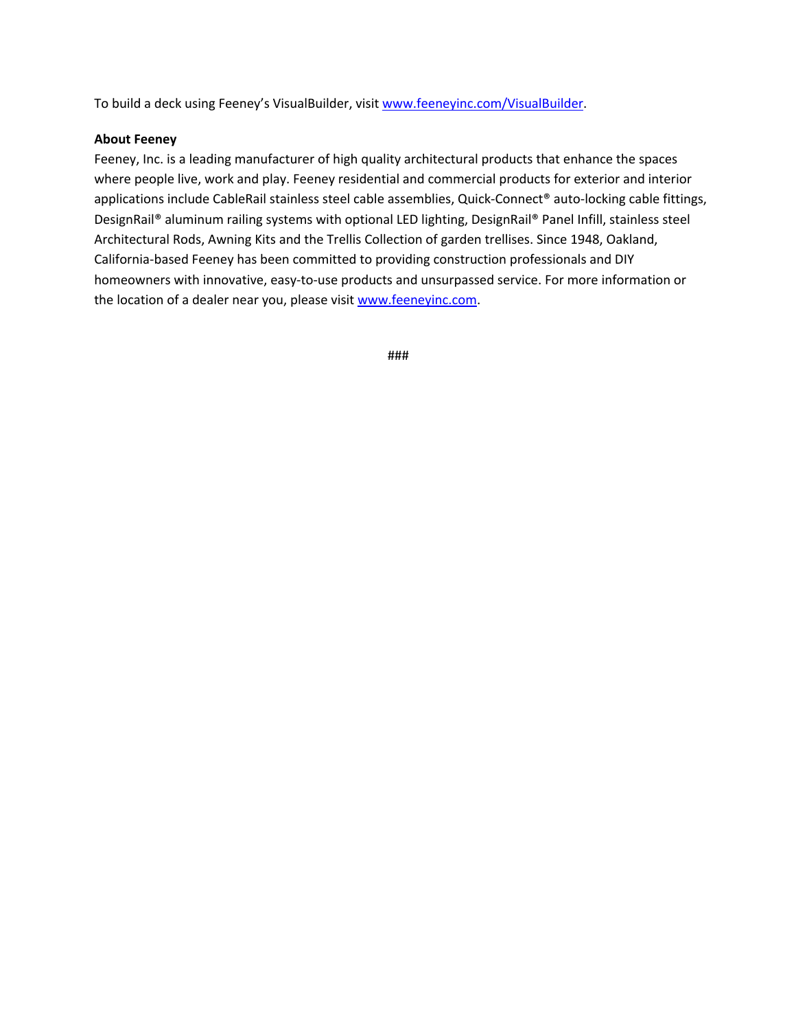To build a deck using Feeney's VisualBuilder, visit www.feeneyinc.com/VisualBuilder.

**About Feeney**

Feeney, Inc. is a leading manufacturer of high quality architectural products that enhance the spaces where people live, work and play. Feeney residential and commercial products for exterior and interior applications include CableRail stainless steel cable assemblies, Quick-Connect® auto-locking cable fittings, DesignRail® aluminum railing systems with optional LED lighting, DesignRail® Panel Infill, stainless steel Architectural Rods, Awning Kits and the Trellis Collection of garden trellises. Since 1948, Oakland, California-based Feeney has been committed to providing construction professionals and DIY homeowners with innovative, easy-to-use products and unsurpassed service. For more information or the location of a dealer near you, please visit www.feeneyinc.com.

###